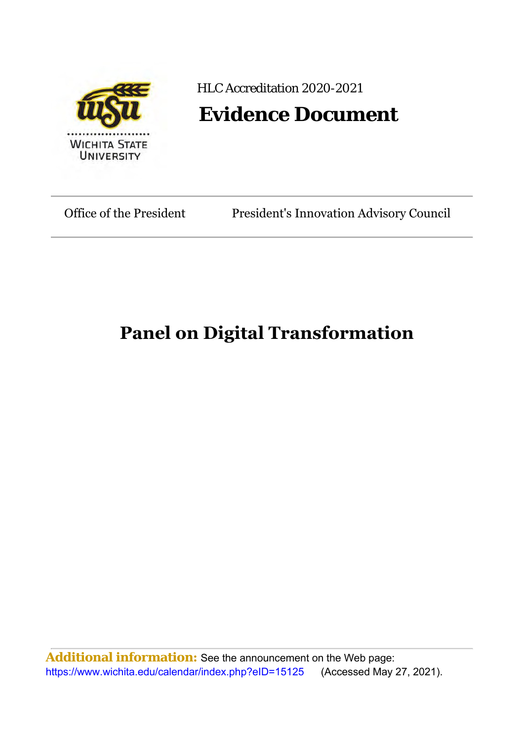HLC Accreditation 2020-2021

# Evidence Document

Office of the President | President's Innovation Advisory Council

## Panel on Digital Transformation

**Additional information:** See the announcement on the Web page: https://www.wichita.edu/calendar/index.php?eID=15125 (Accessed May 27, 2021).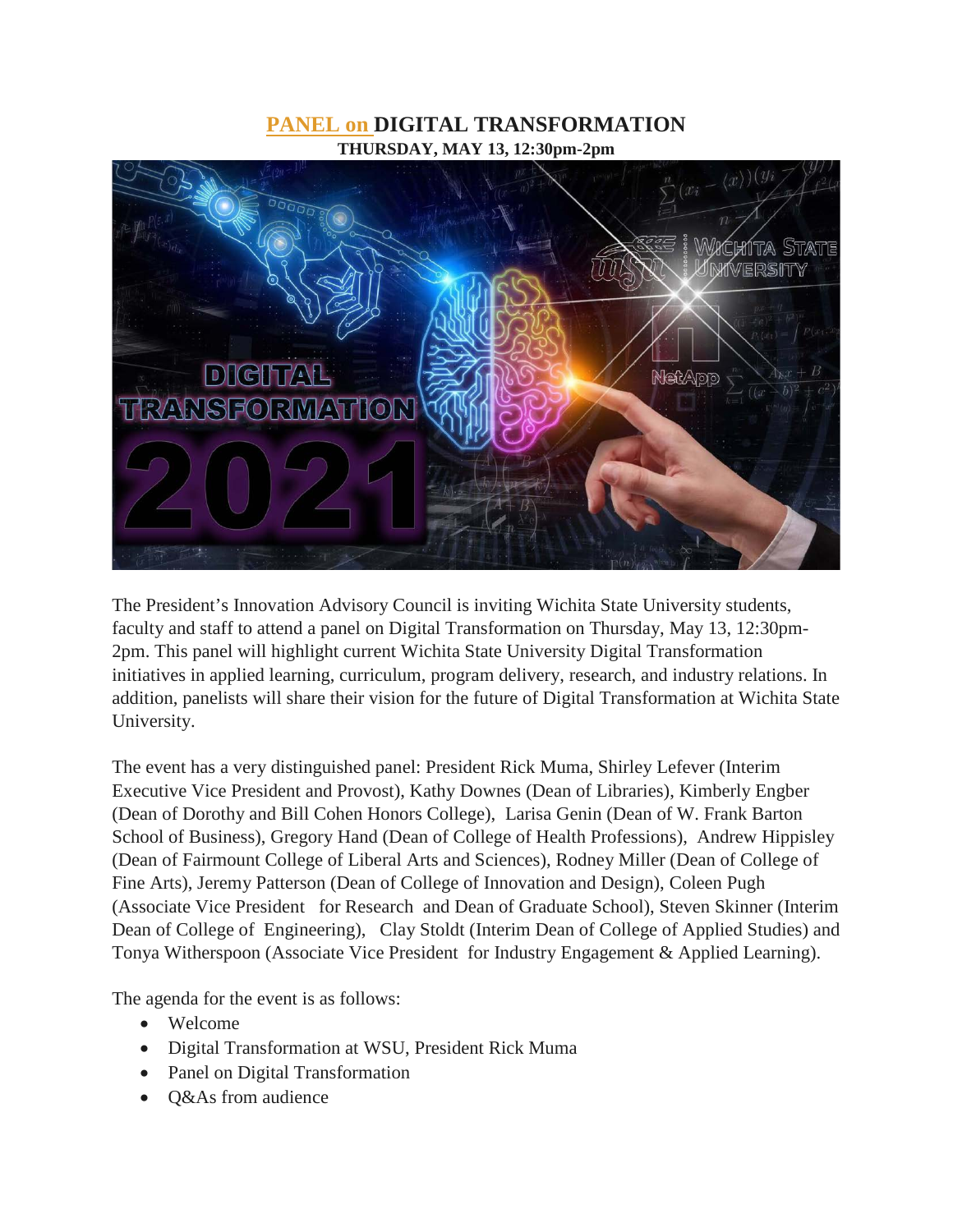# PANEL on DIGITAL TRANSFORMATION

**THURSDAY, MAY 13, 12:30pm-2pm**

The President's Innovation Advisory Council is inviting Wichita State University students, faculty and staff to attend a panel on Digital Transformation on Thursday, May 13, 12:30pm-2pm. This panel will highlight current Wichita State University Digital Transformation initiatives in applied learning, curriculum, program delivery, research, and industry relations. In addition, panelists will share their vision for the future of Digital Transformation at Wichita State University.

The event has a very distinguished panel: President Rick Muma, Shirley Lefever (Interim Executive Vice President and Provost), Kathy Downes (Dean of Libraries), Kimberly Engber (Dean of Dorothy and Bill Cohen Honors College), Larisa Genin (Dean of W. Frank Barton School of Business), Gregory Hand (Dean of College of Health Professions), Andrew Hippisley (Dean of Fairmount College of Liberal Arts and Sciences), Rodney Miller (Dean of College of Fine Arts), Jeremy Patterson (Dean of College of Innovation and Design), Coleen Pugh (Associate Vice President for Research and Dean of Graduate School), Steven Skinner (Interim Dean of College of Engineering), Clay Stoldt (Interim Dean of College of Applied Studies) and Tonya Witherspoon (Associate Vice President for Industry Engagement & Applied Learning).

The agenda for the event is as follows:

- Welcome
- Digital Transformation at WSU, President Rick Muma
- Panel on Digital Transformation
- Q&As from audience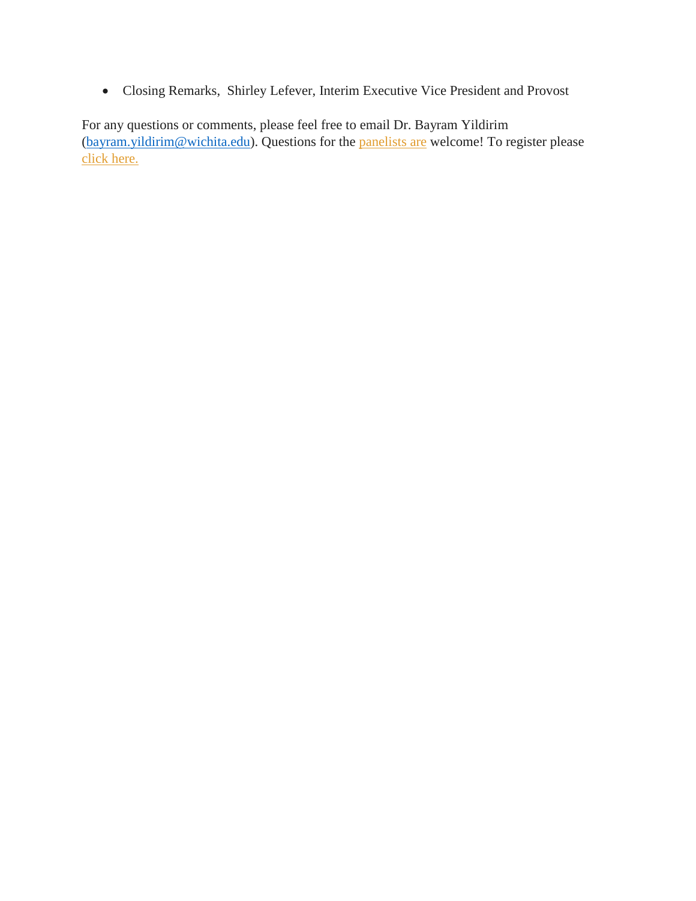- Closing Remarks, Shirley Lefever, Interim Executive Vice President and Provost

For any questions or comments, please feel free to email Dr. Bayram Yildirim (bayram.yildirim@wichita.edu). Questions for the panelists are welcome! To register please click here.